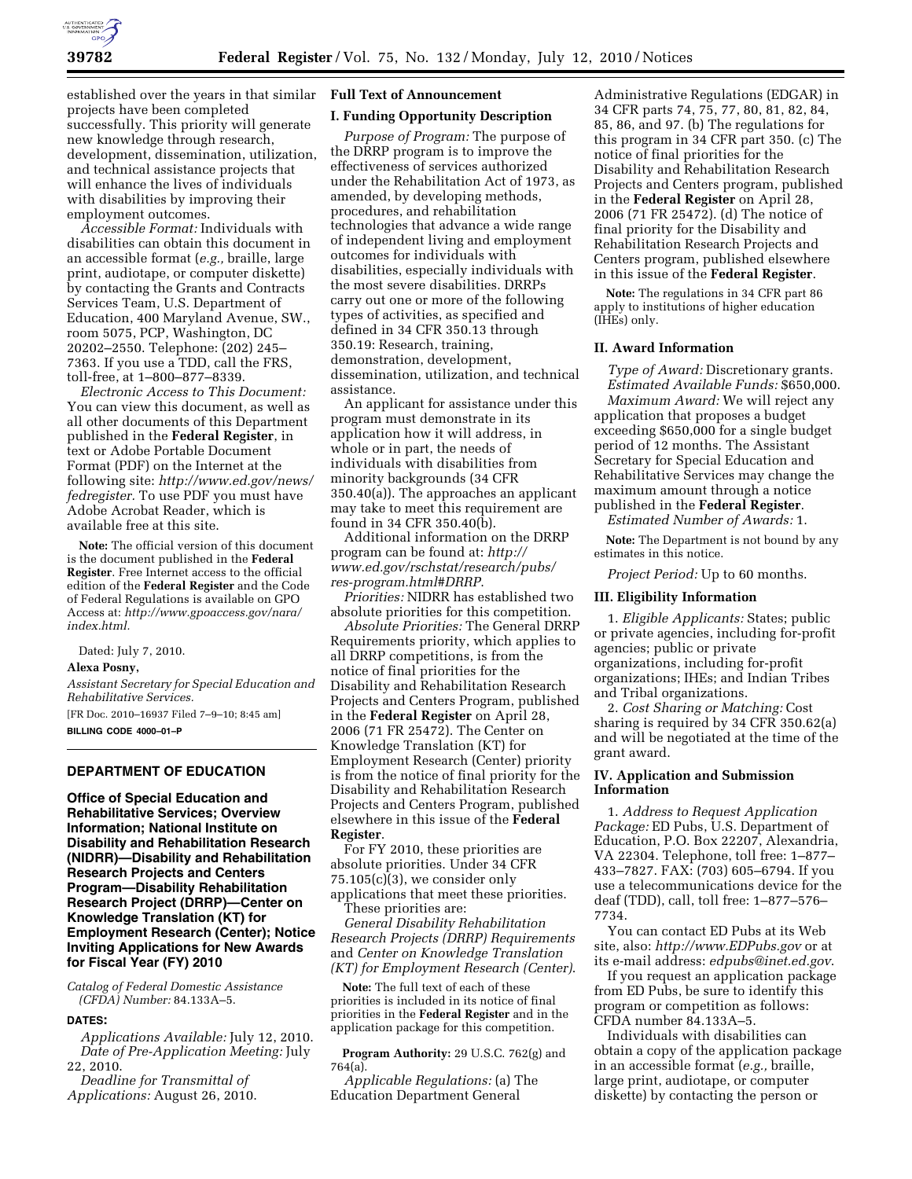established over the years in that similar projects have been completed successfully. This priority will generate new knowledge through research, development, dissemination, utilization, and technical assistance projects that will enhance the lives of individuals with disabilities by improving their employment outcomes.

*Accessible Format:* Individuals with disabilities can obtain this document in an accessible format (*e.g.,* braille, large print, audiotape, or computer diskette) by contacting the Grants and Contracts Services Team, U.S. Department of Education, 400 Maryland Avenue, SW., room 5075, PCP, Washington, DC 20202–2550. Telephone: (202) 245–7363. If you use a TDD, call the FRS, toll-free, at 1–800–877–8339.

*Electronic Access to This Document:* You can view this document, as well as all other documents of this Department published in the **Federal Register**, in text or Adobe Portable Document Format (PDF) on the Internet at the following site: *http://www.ed.gov/news/fedregister.* To use PDF you must have Adobe Acrobat Reader, which is available free at this site.

**Note:** The official version of this document is the document published in the **Federal Register**. Free Internet access to the official edition of the **Federal Register** and the Code of Federal Regulations is available on GPO Access at: *http://www.gpoaccess.gov/nara/index.html.*

Dated: July 7, 2010.

**Alexa Posny,**

*Assistant Secretary for Special Education and Rehabilitative Services.*

[FR Doc. 2010–16937 Filed 7–9–10; 8:45 am]

**BILLING CODE 4000–01–P**

## DEPARTMENT OF EDUCATION

### Office of Special Education and Rehabilitative Services; Overview Information; National Institute on Disability and Rehabilitation Research (NIDRR)—Disability and Rehabilitation Research Projects and Centers Program—Disability Rehabilitation Research Project (DRRP)—Center on Knowledge Translation (KT) for Employment Research (Center); Notice Inviting Applications for New Awards for Fiscal Year (FY) 2010

*Catalog of Federal Domestic Assistance (CFDA) Number:* 84.133A–5.

**DATES:**

*Applications Available:* July 12, 2010.

*Date of Pre-Application Meeting:* July 22, 2010.

*Deadline for Transmittal of Applications:* August 26, 2010.

## Full Text of Announcement

### I. Funding Opportunity Description

*Purpose of Program:* The purpose of the DRRP program is to improve the effectiveness of services authorized under the Rehabilitation Act of 1973, as amended, by developing methods, procedures, and rehabilitation technologies that advance a wide range of independent living and employment outcomes for individuals with disabilities, especially individuals with the most severe disabilities. DRRPs carry out one or more of the following types of activities, as specified and defined in 34 CFR 350.13 through 350.19: Research, training, demonstration, development, dissemination, utilization, and technical assistance.

An applicant for assistance under this program must demonstrate in its application how it will address, in whole or in part, the needs of individuals with disabilities from minority backgrounds (34 CFR 350.40(a)). The approaches an applicant may take to meet this requirement are found in 34 CFR 350.40(b).

Additional information on the DRRP program can be found at: *http://www.ed.gov/rschstat/research/pubs/res-program.html#DRRP.*

*Priorities:* NIDRR has established two absolute priorities for this competition.

*Absolute Priorities:* The General DRRP Requirements priority, which applies to all DRRP competitions, is from the notice of final priorities for the Disability and Rehabilitation Research Projects and Centers Program, published in the **Federal Register** on April 28, 2006 (71 FR 25472). The Center on Knowledge Translation (KT) for Employment Research (Center) priority is from the notice of final priority for the Disability and Rehabilitation Research Projects and Centers Program, published elsewhere in this issue of the **Federal Register**.

For FY 2010, these priorities are absolute priorities. Under 34 CFR 75.105(c)(3), we consider only applications that meet these priorities.

These priorities are:

*General Disability Rehabilitation Research Projects (DRRP) Requirements* and *Center on Knowledge Translation (KT) for Employment Research (Center).*

**Note:** The full text of each of these priorities is included in its notice of final priorities in the **Federal Register** and in the application package for this competition.

**Program Authority:** 29 U.S.C. 762(g) and 764(a).

*Applicable Regulations:* (a) The Education Department General Administrative Regulations (EDGAR) in 34 CFR parts 74, 75, 77, 80, 81, 82, 84, 85, 86, and 97. (b) The regulations for this program in 34 CFR part 350. (c) The notice of final priorities for the Disability and Rehabilitation Research Projects and Centers program, published in the **Federal Register** on April 28, 2006 (71 FR 25472). (d) The notice of final priority for the Disability and Rehabilitation Research Projects and Centers program, published elsewhere in this issue of the **Federal Register**.

**Note:** The regulations in 34 CFR part 86 apply to institutions of higher education (IHEs) only.

### II. Award Information

*Type of Award:* Discretionary grants.

*Estimated Available Funds:* \$650,000.

*Maximum Award:* We will reject any application that proposes a budget exceeding \$650,000 for a single budget period of 12 months. The Assistant Secretary for Special Education and Rehabilitative Services may change the maximum amount through a notice published in the **Federal Register**.

*Estimated Number of Awards:* 1.

**Note:** The Department is not bound by any estimates in this notice.

*Project Period:* Up to 60 months.

### III. Eligibility Information

1. *Eligible Applicants:* States; public or private agencies, including for-profit agencies; public or private organizations, including for-profit organizations; IHEs; and Indian Tribes and Tribal organizations.

2. *Cost Sharing or Matching:* Cost sharing is required by 34 CFR 350.62(a) and will be negotiated at the time of the grant award.

### IV. Application and Submission Information

1. *Address to Request Application Package:* ED Pubs, U.S. Department of Education, P.O. Box 22207, Alexandria, VA 22304. Telephone, toll free: 1–877–433–7827. FAX: (703) 605–6794. If you use a telecommunications device for the deaf (TDD), call, toll free: 1–877–576–7734.

You can contact ED Pubs at its Web site, also: *http://www.EDPubs.gov* or at its e-mail address: *edpubs@inet.ed.gov.*

If you request an application package from ED Pubs, be sure to identify this program or competition as follows: CFDA number 84.133A–5.

Individuals with disabilities can obtain a copy of the application package in an accessible format (*e.g.,* braille, large print, audiotape, or computer diskette) by contacting the person or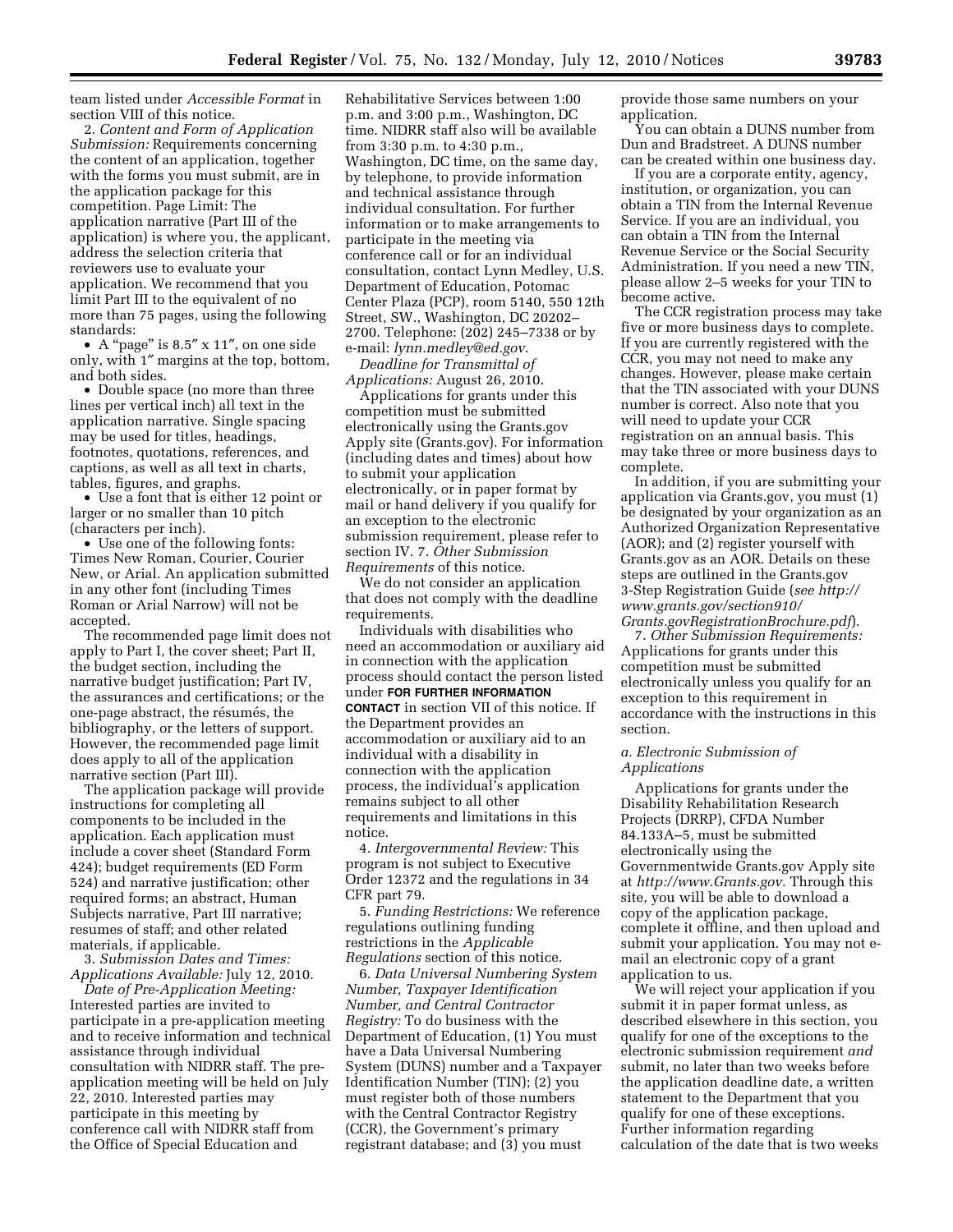team listed under *Accessible Format* in section VIII of this notice.

2. *Content and Form of Application Submission:* Requirements concerning the content of an application, together with the forms you must submit, are in the application package for this competition. Page Limit: The application narrative (Part III of the application) is where you, the applicant, address the selection criteria that reviewers use to evaluate your application. We recommend that you limit Part III to the equivalent of no more than 75 pages, using the following standards:

- A "page" is 8.5″ x 11″, on one side only, with 1″ margins at the top, bottom, and both sides.
- Double space (no more than three lines per vertical inch) all text in the application narrative. Single spacing may be used for titles, headings, footnotes, quotations, references, and captions, as well as all text in charts, tables, figures, and graphs.
- Use a font that is either 12 point or larger or no smaller than 10 pitch (characters per inch).
- Use one of the following fonts: Times New Roman, Courier, Courier New, or Arial. An application submitted in any other font (including Times Roman or Arial Narrow) will not be accepted.

The recommended page limit does not apply to Part I, the cover sheet; Part II, the budget section, including the narrative budget justification; Part IV, the assurances and certifications; or the one-page abstract, the résumés, the bibliography, or the letters of support. However, the recommended page limit does apply to all of the application narrative section (Part III).

The application package will provide instructions for completing all components to be included in the application. Each application must include a cover sheet (Standard Form 424); budget requirements (ED Form 524) and narrative justification; other required forms; an abstract, Human Subjects narrative, Part III narrative; resumes of staff; and other related materials, if applicable.

3. *Submission Dates and Times: Applications Available:* July 12, 2010.

*Date of Pre-Application Meeting:* Interested parties are invited to participate in a pre-application meeting and to receive information and technical assistance through individual consultation with NIDRR staff. The pre-application meeting will be held on July 22, 2010. Interested parties may participate in this meeting by conference call with NIDRR staff from the Office of Special Education and Rehabilitative Services between 1:00 p.m. and 3:00 p.m., Washington, DC time. NIDRR staff also will be available from 3:30 p.m. to 4:30 p.m., Washington, DC time, on the same day, by telephone, to provide information and technical assistance through individual consultation. For further information or to make arrangements to participate in the meeting via conference call or for an individual consultation, contact Lynn Medley, U.S. Department of Education, Potomac Center Plaza (PCP), room 5140, 550 12th Street, SW., Washington, DC 20202–2700. Telephone: (202) 245–7338 or by e-mail: *lynn.medley@ed.gov*.

*Deadline for Transmittal of Applications:* August 26, 2010.

Applications for grants under this competition must be submitted electronically using the Grants.gov Apply site (Grants.gov). For information (including dates and times) about how to submit your application electronically, or in paper format by mail or hand delivery if you qualify for an exception to the electronic submission requirement, please refer to section IV. 7. *Other Submission Requirements* of this notice.

We do not consider an application that does not comply with the deadline requirements.

Individuals with disabilities who need an accommodation or auxiliary aid in connection with the application process should contact the person listed under **FOR FURTHER INFORMATION CONTACT** in section VII of this notice. If the Department provides an accommodation or auxiliary aid to an individual with a disability in connection with the application process, the individual's application remains subject to all other requirements and limitations in this notice.

4. *Intergovernmental Review:* This program is not subject to Executive Order 12372 and the regulations in 34 CFR part 79.

5. *Funding Restrictions:* We reference regulations outlining funding restrictions in the *Applicable Regulations* section of this notice.

6. *Data Universal Numbering System Number, Taxpayer Identification Number, and Central Contractor Registry:* To do business with the Department of Education, (1) You must have a Data Universal Numbering System (DUNS) number and a Taxpayer Identification Number (TIN); (2) you must register both of those numbers with the Central Contractor Registry (CCR), the Government's primary registrant database; and (3) you must provide those same numbers on your application.

You can obtain a DUNS number from Dun and Bradstreet. A DUNS number can be created within one business day.

If you are a corporate entity, agency, institution, or organization, you can obtain a TIN from the Internal Revenue Service. If you are an individual, you can obtain a TIN from the Internal Revenue Service or the Social Security Administration. If you need a new TIN, please allow 2–5 weeks for your TIN to become active.

The CCR registration process may take five or more business days to complete. If you are currently registered with the CCR, you may not need to make any changes. However, please make certain that the TIN associated with your DUNS number is correct. Also note that you will need to update your CCR registration on an annual basis. This may take three or more business days to complete.

In addition, if you are submitting your application via Grants.gov, you must (1) be designated by your organization as an Authorized Organization Representative (AOR); and (2) register yourself with Grants.gov as an AOR. Details on these steps are outlined in the Grants.gov 3-Step Registration Guide (*see http://www.grants.gov/section910/Grants.govRegistrationBrochure.pdf*).

7. *Other Submission Requirements:* Applications for grants under this competition must be submitted electronically unless you qualify for an exception to this requirement in accordance with the instructions in this section.

*a. Electronic Submission of Applications*

Applications for grants under the Disability Rehabilitation Research Projects (DRRP), CFDA Number 84.133A–5, must be submitted electronically using the Governmentwide Grants.gov Apply site at *http://www.Grants.gov*. Through this site, you will be able to download a copy of the application package, complete it offline, and then upload and submit your application. You may not e-mail an electronic copy of a grant application to us.

We will reject your application if you submit it in paper format unless, as described elsewhere in this section, you qualify for one of the exceptions to the electronic submission requirement *and* submit, no later than two weeks before the application deadline date, a written statement to the Department that you qualify for one of these exceptions. Further information regarding calculation of the date that is two weeks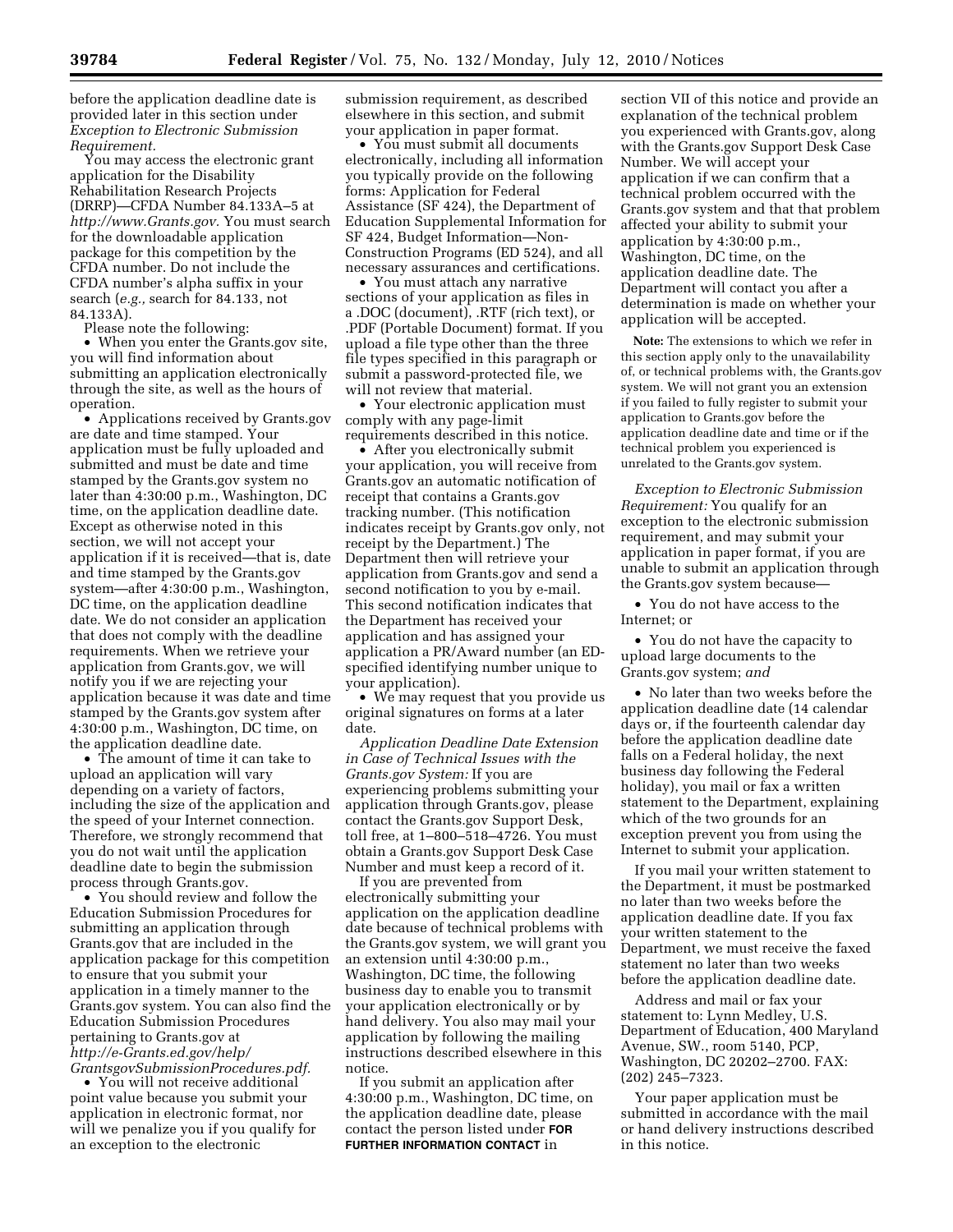before the application deadline date is provided later in this section under *Exception to Electronic Submission Requirement.*

You may access the electronic grant application for the Disability Rehabilitation Research Projects (DRRP)—CFDA Number 84.133A–5 at *http://www.Grants.gov.* You must search for the downloadable application package for this competition by the CFDA number. Do not include the CFDA number's alpha suffix in your search (*e.g.,* search for 84.133, not 84.133A).

Please note the following:

- When you enter the Grants.gov site, you will find information about submitting an application electronically through the site, as well as the hours of operation.
- Applications received by Grants.gov are date and time stamped. Your application must be fully uploaded and submitted and must be date and time stamped by the Grants.gov system no later than 4:30:00 p.m., Washington, DC time, on the application deadline date. Except as otherwise noted in this section, we will not accept your application if it is received—that is, date and time stamped by the Grants.gov system—after 4:30:00 p.m., Washington, DC time, on the application deadline date. We do not consider an application that does not comply with the deadline requirements. When we retrieve your application from Grants.gov, we will notify you if we are rejecting your application because it was date and time stamped by the Grants.gov system after 4:30:00 p.m., Washington, DC time, on the application deadline date.
- The amount of time it can take to upload an application will vary depending on a variety of factors, including the size of the application and the speed of your Internet connection. Therefore, we strongly recommend that you do not wait until the application deadline date to begin the submission process through Grants.gov.
- You should review and follow the Education Submission Procedures for submitting an application through Grants.gov that are included in the application package for this competition to ensure that you submit your application in a timely manner to the Grants.gov system. You can also find the Education Submission Procedures pertaining to Grants.gov at *http://e-Grants.ed.gov/help/GrantsgovSubmissionProcedures.pdf.*
- You will not receive additional point value because you submit your application in electronic format, nor will we penalize you if you qualify for an exception to the electronic submission requirement, as described elsewhere in this section, and submit your application in paper format.
- You must submit all documents electronically, including all information you typically provide on the following forms: Application for Federal Assistance (SF 424), the Department of Education Supplemental Information for SF 424, Budget Information—Non-Construction Programs (ED 524), and all necessary assurances and certifications.
- You must attach any narrative sections of your application as files in a .DOC (document), .RTF (rich text), or .PDF (Portable Document) format. If you upload a file type other than the three file types specified in this paragraph or submit a password-protected file, we will not review that material.
- Your electronic application must comply with any page-limit requirements described in this notice.
- After you electronically submit your application, you will receive from Grants.gov an automatic notification of receipt that contains a Grants.gov tracking number. (This notification indicates receipt by Grants.gov only, not receipt by the Department.) The Department then will retrieve your application from Grants.gov and send a second notification to you by e-mail. This second notification indicates that the Department has received your application and has assigned your application a PR/Award number (an ED-specified identifying number unique to your application).
- We may request that you provide us original signatures on forms at a later date.

*Application Deadline Date Extension in Case of Technical Issues with the Grants.gov System:* If you are experiencing problems submitting your application through Grants.gov, please contact the Grants.gov Support Desk, toll free, at 1–800–518–4726. You must obtain a Grants.gov Support Desk Case Number and must keep a record of it.

If you are prevented from electronically submitting your application on the application deadline date because of technical problems with the Grants.gov system, we will grant you an extension until 4:30:00 p.m., Washington, DC time, the following business day to enable you to transmit your application electronically or by hand delivery. You also may mail your application by following the mailing instructions described elsewhere in this notice.

If you submit an application after 4:30:00 p.m., Washington, DC time, on the application deadline date, please contact the person listed under **FOR FURTHER INFORMATION CONTACT** in section VII of this notice and provide an explanation of the technical problem you experienced with Grants.gov, along with the Grants.gov Support Desk Case Number. We will accept your application if we can confirm that a technical problem occurred with the Grants.gov system and that that problem affected your ability to submit your application by 4:30:00 p.m., Washington, DC time, on the application deadline date. The Department will contact you after a determination is made on whether your application will be accepted.

**Note:** The extensions to which we refer in this section apply only to the unavailability of, or technical problems with, the Grants.gov system. We will not grant you an extension if you failed to fully register to submit your application to Grants.gov before the application deadline date and time or if the technical problem you experienced is unrelated to the Grants.gov system.

*Exception to Electronic Submission Requirement:* You qualify for an exception to the electronic submission requirement, and may submit your application in paper format, if you are unable to submit an application through the Grants.gov system because—

- You do not have access to the Internet; or
- You do not have the capacity to upload large documents to the Grants.gov system; *and*
- No later than two weeks before the application deadline date (14 calendar days or, if the fourteenth calendar day before the application deadline date falls on a Federal holiday, the next business day following the Federal holiday), you mail or fax a written statement to the Department, explaining which of the two grounds for an exception prevent you from using the Internet to submit your application.

If you mail your written statement to the Department, it must be postmarked no later than two weeks before the application deadline date. If you fax your written statement to the Department, we must receive the faxed statement no later than two weeks before the application deadline date.

Address and mail or fax your statement to: Lynn Medley, U.S. Department of Education, 400 Maryland Avenue, SW., room 5140, PCP, Washington, DC 20202–2700. FAX: (202) 245–7323.

Your paper application must be submitted in accordance with the mail or hand delivery instructions described in this notice.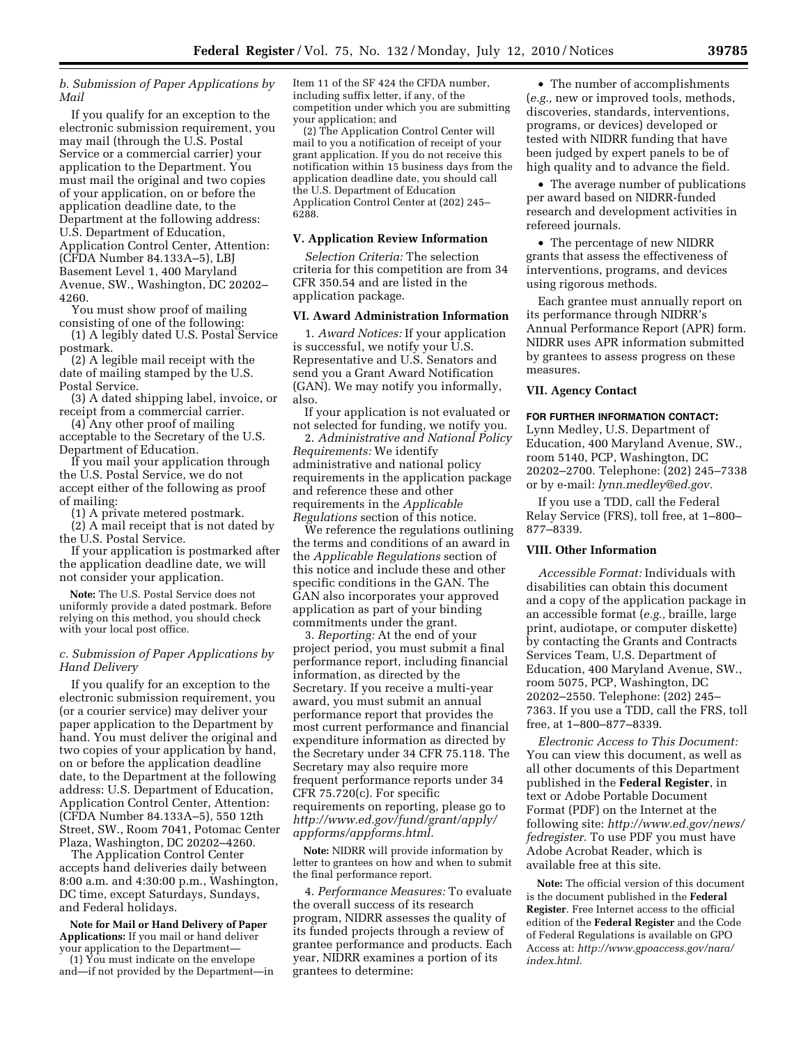*b. Submission of Paper Applications by Mail*

If you qualify for an exception to the electronic submission requirement, you may mail (through the U.S. Postal Service or a commercial carrier) your application to the Department. You must mail the original and two copies of your application, on or before the application deadline date, to the Department at the following address: U.S. Department of Education, Application Control Center, Attention: (CFDA Number 84.133A–5), LBJ Basement Level 1, 400 Maryland Avenue, SW., Washington, DC 20202–4260.

You must show proof of mailing consisting of one of the following:

(1) A legibly dated U.S. Postal Service postmark.

(2) A legible mail receipt with the date of mailing stamped by the U.S. Postal Service.

(3) A dated shipping label, invoice, or receipt from a commercial carrier.

(4) Any other proof of mailing acceptable to the Secretary of the U.S. Department of Education.

If you mail your application through the U.S. Postal Service, we do not accept either of the following as proof of mailing:

(1) A private metered postmark.

(2) A mail receipt that is not dated by the U.S. Postal Service.

If your application is postmarked after the application deadline date, we will not consider your application.

**Note:** The U.S. Postal Service does not uniformly provide a dated postmark. Before relying on this method, you should check with your local post office.

*c. Submission of Paper Applications by Hand Delivery*

If you qualify for an exception to the electronic submission requirement, you (or a courier service) may deliver your paper application to the Department by hand. You must deliver the original and two copies of your application by hand, on or before the application deadline date, to the Department at the following address: U.S. Department of Education, Application Control Center, Attention: (CFDA Number 84.133A–5), 550 12th Street, SW., Room 7041, Potomac Center Plaza, Washington, DC 20202–4260.

The Application Control Center accepts hand deliveries daily between 8:00 a.m. and 4:30:00 p.m., Washington, DC time, except Saturdays, Sundays, and Federal holidays.

**Note for Mail or Hand Delivery of Paper Applications:** If you mail or hand deliver your application to the Department—

(1) You must indicate on the envelope and—if not provided by the Department—in Item 11 of the SF 424 the CFDA number, including suffix letter, if any, of the competition under which you are submitting your application; and

(2) The Application Control Center will mail to you a notification of receipt of your grant application. If you do not receive this notification within 15 business days from the application deadline date, you should call the U.S. Department of Education Application Control Center at (202) 245–6288.

## V. Application Review Information

*Selection Criteria:* The selection criteria for this competition are from 34 CFR 350.54 and are listed in the application package.

## VI. Award Administration Information

1. *Award Notices:* If your application is successful, we notify your U.S. Representative and U.S. Senators and send you a Grant Award Notification (GAN). We may notify you informally, also.

If your application is not evaluated or not selected for funding, we notify you.

2. *Administrative and National Policy Requirements:* We identify administrative and national policy requirements in the application package and reference these and other requirements in the *Applicable Regulations* section of this notice.

We reference the regulations outlining the terms and conditions of an award in the *Applicable Regulations* section of this notice and include these and other specific conditions in the GAN. The GAN also incorporates your approved application as part of your binding commitments under the grant.

3. *Reporting:* At the end of your project period, you must submit a final performance report, including financial information, as directed by the Secretary. If you receive a multi-year award, you must submit an annual performance report that provides the most current performance and financial expenditure information as directed by the Secretary under 34 CFR 75.118. The Secretary may also require more frequent performance reports under 34 CFR 75.720(c). For specific requirements on reporting, please go to *http://www.ed.gov/fund/grant/apply/appforms/appforms.html.*

**Note:** NIDRR will provide information by letter to grantees on how and when to submit the final performance report.

4. *Performance Measures:* To evaluate the overall success of its research program, NIDRR assesses the quality of its funded projects through a review of grantee performance and products. Each year, NIDRR examines a portion of its grantees to determine:

- The number of accomplishments (*e.g.,* new or improved tools, methods, discoveries, standards, interventions, programs, or devices) developed or tested with NIDRR funding that have been judged by expert panels to be of high quality and to advance the field.
- The average number of publications per award based on NIDRR-funded research and development activities in refereed journals.
- The percentage of new NIDRR grants that assess the effectiveness of interventions, programs, and devices using rigorous methods.

Each grantee must annually report on its performance through NIDRR's Annual Performance Report (APR) form. NIDRR uses APR information submitted by grantees to assess progress on these measures.

## VII. Agency Contact

**FOR FURTHER INFORMATION CONTACT:** Lynn Medley, U.S. Department of Education, 400 Maryland Avenue, SW., room 5140, PCP, Washington, DC 20202–2700. Telephone: (202) 245–7338 or by e-mail: *lynn.medley@ed.gov.*

If you use a TDD, call the Federal Relay Service (FRS), toll free, at 1–800–877–8339.

## VIII. Other Information

*Accessible Format:* Individuals with disabilities can obtain this document and a copy of the application package in an accessible format (*e.g.,* braille, large print, audiotape, or computer diskette) by contacting the Grants and Contracts Services Team, U.S. Department of Education, 400 Maryland Avenue, SW., room 5075, PCP, Washington, DC 20202–2550. Telephone: (202) 245–7363. If you use a TDD, call the FRS, toll free, at 1–800–877–8339.

*Electronic Access to This Document:* You can view this document, as well as all other documents of this Department published in the **Federal Register**, in text or Adobe Portable Document Format (PDF) on the Internet at the following site: *http://www.ed.gov/news/fedregister.* To use PDF you must have Adobe Acrobat Reader, which is available free at this site.

**Note:** The official version of this document is the document published in the **Federal Register**. Free Internet access to the official edition of the **Federal Register** and the Code of Federal Regulations is available on GPO Access at: *http://www.gpoaccess.gov/nara/index.html.*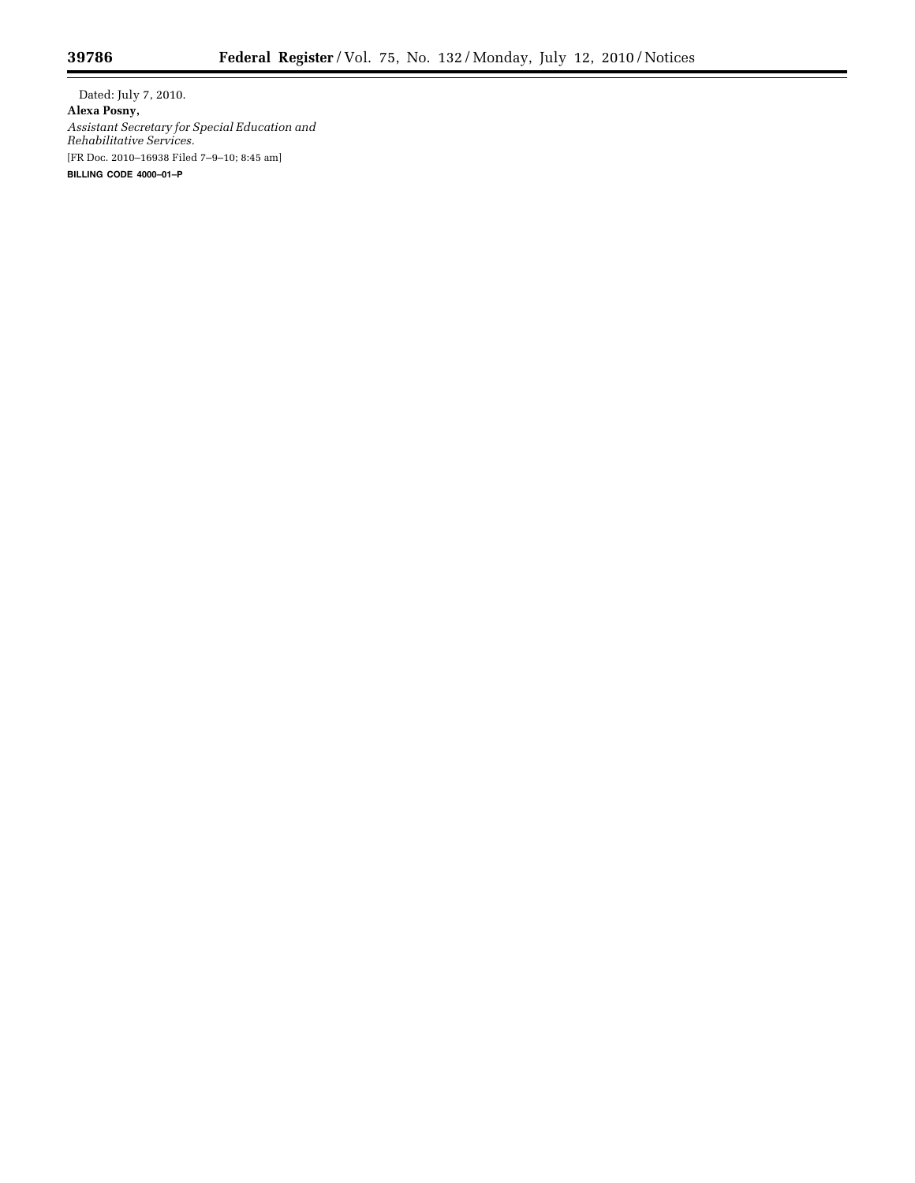Dated: July 7, 2010.

**Alexa Posny,**

*Assistant Secretary for Special Education and Rehabilitative Services.*

[FR Doc. 2010–16938 Filed 7–9–10; 8:45 am]

**BILLING CODE 4000–01–P**